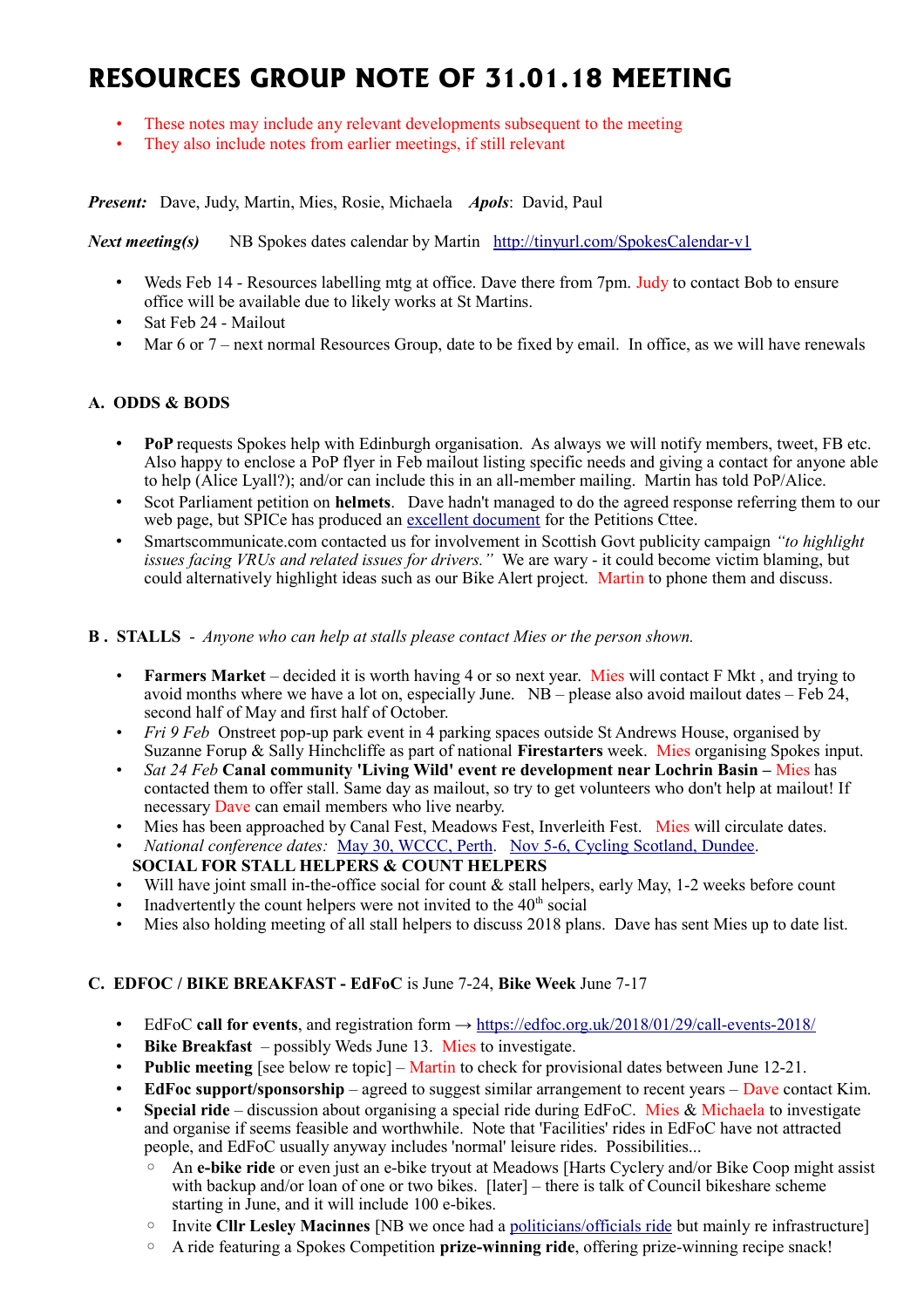# RESOURCES GROUP NOTE OF 31.01.18 MEETING

- These notes may include any relevant developments subsequent to the meeting
- They also include notes from earlier meetings, if still relevant

***Present:*** Dave, Judy, Martin, Mies, Rosie, Michaela ***Apols***: David, Paul

***Next meeting(s)*** NB Spokes dates calendar by Martin [http://tinyurl.com/SpokesCalendar-v1](http://tinyurl.com/SpokesCalendar-v1)

- Weds Feb 14 - Resources labelling mtg at office. Dave there from 7pm. Judy to contact Bob to ensure office will be available due to likely works at St Martins.
- Sat Feb 24 - Mailout
- Mar 6 or 7 – next normal Resources Group, date to be fixed by email. In office, as we will have renewals

## A. ODDS & BODS

- **PoP** requests Spokes help with Edinburgh organisation. As always we will notify members, tweet, FB etc. Also happy to enclose a PoP flyer in Feb mailout listing specific needs and giving a contact for anyone able to help (Alice Lyall?); and/or can include this in an all-member mailing. Martin has told PoP/Alice.
- Scot Parliament petition on **helmets**. Dave hadn't managed to do the agreed response referring them to our web page, but SPICe has produced an excellent document for the Petitions Cttee.
- Smartscommunicate.com contacted us for involvement in Scottish Govt publicity campaign *"to highlight issues facing VRUs and related issues for drivers."* We are wary - it could become victim blaming, but could alternatively highlight ideas such as our Bike Alert project. Martin to phone them and discuss.

## B . STALLS - *Anyone who can help at stalls please contact Mies or the person shown.*

- **Farmers Market** – decided it is worth having 4 or so next year. Mies will contact F Mkt , and trying to avoid months where we have a lot on, especially June. NB – please also avoid mailout dates – Feb 24, second half of May and first half of October.
- *Fri 9 Feb* Onstreet pop-up park event in 4 parking spaces outside St Andrews House, organised by Suzanne Forup & Sally Hinchcliffe as part of national **Firestarters** week. Mies organising Spokes input.
- *Sat 24 Feb* **Canal community 'Living Wild' event re development near Lochrin Basin –** Mies has contacted them to offer stall. Same day as mailout, so try to get volunteers who don't help at mailout! If necessary Dave can email members who live nearby.
- Mies has been approached by Canal Fest, Meadows Fest, Inverleith Fest. Mies will circulate dates.
- *National conference dates:* May 30, WCCC, Perth. Nov 5-6, Cycling Scotland, Dundee.

**SOCIAL FOR STALL HELPERS & COUNT HELPERS**

- Will have joint small in-the-office social for count & stall helpers, early May, 1-2 weeks before count
- Inadvertently the count helpers were not invited to the 40th social
- Mies also holding meeting of all stall helpers to discuss 2018 plans. Dave has sent Mies up to date list.

## C. EDFOC / BIKE BREAKFAST - EdFoC is June 7-24, Bike Week June 7-17

- EdFoC **call for events**, and registration form → [https://edfoc.org.uk/2018/01/29/call-events-2018/](https://edfoc.org.uk/2018/01/29/call-events-2018/)
- **Bike Breakfast** – possibly Weds June 13. Mies to investigate.
- **Public meeting** [see below re topic] – Martin to check for provisional dates between June 12-21.
- **EdFoc support/sponsorship** – agreed to suggest similar arrangement to recent years – Dave contact Kim.
- **Special ride** – discussion about organising a special ride during EdFoC. Mies & Michaela to investigate and organise if seems feasible and worthwhile. Note that 'Facilities' rides in EdFoC have not attracted people, and EdFoC usually anyway includes 'normal' leisure rides. Possibilities...
  - An **e-bike ride** or even just an e-bike tryout at Meadows [Harts Cyclery and/or Bike Coop might assist with backup and/or loan of one or two bikes. [later] – there is talk of Council bikeshare scheme starting in June, and it will include 100 e-bikes.
  - Invite **Cllr Lesley Macinnes** [NB we once had a politicians/officials ride but mainly re infrastructure]
  - A ride featuring a Spokes Competition **prize-winning ride**, offering prize-winning recipe snack!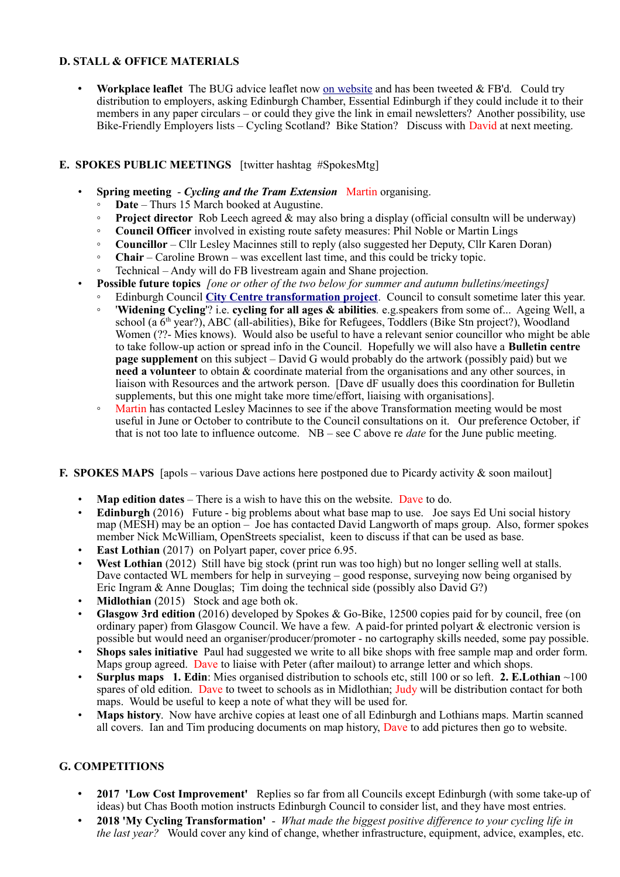## D. STALL & OFFICE MATERIALS

- **Workplace leaflet** The BUG advice leaflet now on website and has been tweeted & FB'd. Could try distribution to employers, asking Edinburgh Chamber, Essential Edinburgh if they could include it to their members in any paper circulars – or could they give the link in email newsletters? Another possibility, use Bike-Friendly Employers lists – Cycling Scotland? Bike Station? Discuss with David at next meeting.

## E. SPOKES PUBLIC MEETINGS [twitter hashtag #SpokesMtg]

- **Spring meeting** - ***Cycling and the Tram Extension*** Martin organising.
  - **Date** – Thurs 15 March booked at Augustine.
  - **Project director** Rob Leech agreed & may also bring a display (official consultn will be underway)
  - **Council Officer** involved in existing route safety measures: Phil Noble or Martin Lings
  - **Councillor** – Cllr Lesley Macinnes still to reply (also suggested her Deputy, Cllr Karen Doran)
  - **Chair** – Caroline Brown – was excellent last time, and this could be tricky topic.
  - Technical – Andy will do FB livestream again and Shane projection.
- **Possible future topics** *[one or other of the two below for summer and autumn bulletins/meetings]*
  - Edinburgh Council **City Centre transformation project**. Council to consult sometime later this year.
  - '**Widening Cycling**'? i.e. **cycling for all ages & abilities**. e.g.speakers from some of... Ageing Well, a school (a 6th year?), ABC (all-abilities), Bike for Refugees, Toddlers (Bike Stn project?), Woodland Women (??- Mies knows). Would also be useful to have a relevant senior councillor who might be able to take follow-up action or spread info in the Council. Hopefully we will also have a **Bulletin centre page supplement** on this subject – David G would probably do the artwork (possibly paid) but we **need a volunteer** to obtain & coordinate material from the organisations and any other sources, in liaison with Resources and the artwork person. [Dave dF usually does this coordination for Bulletin supplements, but this one might take more time/effort, liaising with organisations].
  - Martin has contacted Lesley Macinnes to see if the above Transformation meeting would be most useful in June or October to contribute to the Council consultations on it. Our preference October, if that is not too late to influence outcome. NB – see C above re *date* for the June public meeting.

## F. SPOKES MAPS [apols – various Dave actions here postponed due to Picardy activity & soon mailout]

- **Map edition dates** – There is a wish to have this on the website. Dave to do.
- **Edinburgh** (2016) Future - big problems about what base map to use. Joe says Ed Uni social history map (MESH) may be an option – Joe has contacted David Langworth of maps group. Also, former spokes member Nick McWilliam, OpenStreets specialist, keen to discuss if that can be used as base.
- **East Lothian** (2017) on Polyart paper, cover price 6.95.
- **West Lothian** (2012) Still have big stock (print run was too high) but no longer selling well at stalls. Dave contacted WL members for help in surveying – good response, surveying now being organised by Eric Ingram & Anne Douglas; Tim doing the technical side (possibly also David G?)
- **Midlothian** (2015) Stock and age both ok.
- **Glasgow 3rd edition** (2016) developed by Spokes & Go-Bike, 12500 copies paid for by council, free (on ordinary paper) from Glasgow Council. We have a few. A paid-for printed polyart & electronic version is possible but would need an organiser/producer/promoter - no cartography skills needed, some pay possible.
- **Shops sales initiative** Paul had suggested we write to all bike shops with free sample map and order form. Maps group agreed. Dave to liaise with Peter (after mailout) to arrange letter and which shops.
- **Surplus maps** **1. Edin**: Mies organised distribution to schools etc, still 100 or so left. **2. E.Lothian** ~100 spares of old edition. Dave to tweet to schools as in Midlothian; Judy will be distribution contact for both maps. Would be useful to keep a note of what they will be used for.
- **Maps history**. Now have archive copies at least one of all Edinburgh and Lothians maps. Martin scanned all covers. Ian and Tim producing documents on map history, Dave to add pictures then go to website.

## G. COMPETITIONS

- **2017 'Low Cost Improvement'** Replies so far from all Councils except Edinburgh (with some take-up of ideas) but Chas Booth motion instructs Edinburgh Council to consider list, and they have most entries.
- **2018 'My Cycling Transformation'** - *What made the biggest positive difference to your cycling life in the last year?* Would cover any kind of change, whether infrastructure, equipment, advice, examples, etc.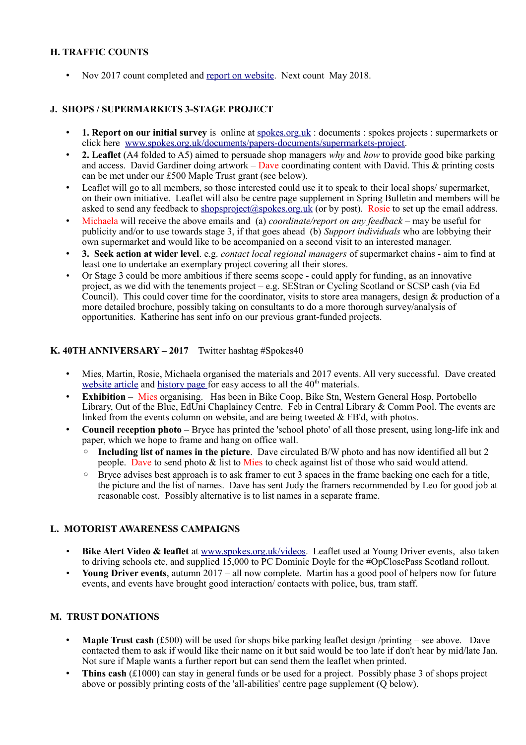### H. TRAFFIC COUNTS

- Nov 2017 count completed and report on website. Next count May 2018.

### J. SHOPS / SUPERMARKETS 3-STAGE PROJECT

- **1. Report on our initial survey** is online at spokes.org.uk : documents : spokes projects : supermarkets or click here www.spokes.org.uk/documents/papers-documents/supermarkets-project.
- **2. Leaflet** (A4 folded to A5) aimed to persuade shop managers *why* and *how* to provide good bike parking and access. David Gardiner doing artwork – Dave coordinating content with David. This & printing costs can be met under our £500 Maple Trust grant (see below).
- Leaflet will go to all members, so those interested could use it to speak to their local shops/ supermarket, on their own initiative. Leaflet will also be centre page supplement in Spring Bulletin and members will be asked to send any feedback to shopsproject@spokes.org.uk (or by post). Rosie to set up the email address.
- Michaela will receive the above emails and (a) *coordinate/report on any feedback* – may be useful for publicity and/or to use towards stage 3, if that goes ahead (b) *Support individuals* who are lobbying their own supermarket and would like to be accompanied on a second visit to an interested manager.
- **3. Seek action at wider level**. e.g. *contact local regional managers* of supermarket chains - aim to find at least one to undertake an exemplary project covering all their stores.
- Or Stage 3 could be more ambitious if there seems scope - could apply for funding, as an innovative project, as we did with the tenements project – e.g. SEStran or Cycling Scotland or SCSP cash (via Ed Council). This could cover time for the coordinator, visits to store area managers, design & production of a more detailed brochure, possibly taking on consultants to do a more thorough survey/analysis of opportunities. Katherine has sent info on our previous grant-funded projects.

### K. 40TH ANNIVERSARY – 2017 Twitter hashtag #Spokes40

- Mies, Martin, Rosie, Michaela organised the materials and 2017 events. All very successful. Dave created website article and history page for easy access to all the 40th materials.
- **Exhibition** – Mies organising. Has been in Bike Coop, Bike Stn, Western General Hosp, Portobello Library, Out of the Blue, EdUni Chaplaincy Centre. Feb in Central Library & Comm Pool. The events are linked from the events column on website, and are being tweeted & FB'd, with photos.
- **Council reception photo** – Bryce has printed the 'school photo' of all those present, using long-life ink and paper, which we hope to frame and hang on office wall.
  - **Including list of names in the picture**. Dave circulated B/W photo and has now identified all but 2 people. Dave to send photo & list to Mies to check against list of those who said would attend.
  - Bryce advises best approach is to ask framer to cut 3 spaces in the frame backing one each for a title, the picture and the list of names. Dave has sent Judy the framers recommended by Leo for good job at reasonable cost. Possibly alternative is to list names in a separate frame.

### L. MOTORIST AWARENESS CAMPAIGNS

- **Bike Alert Video & leaflet** at www.spokes.org.uk/videos. Leaflet used at Young Driver events, also taken to driving schools etc, and supplied 15,000 to PC Dominic Doyle for the #OpClosePass Scotland rollout.
- **Young Driver events**, autumn 2017 – all now complete. Martin has a good pool of helpers now for future events, and events have brought good interaction/ contacts with police, bus, tram staff.

### M. TRUST DONATIONS

- **Maple Trust cash** (£500) will be used for shops bike parking leaflet design /printing – see above. Dave contacted them to ask if would like their name on it but said would be too late if don't hear by mid/late Jan. Not sure if Maple wants a further report but can send them the leaflet when printed.
- **Thins cash** (£1000) can stay in general funds or be used for a project. Possibly phase 3 of shops project above or possibly printing costs of the 'all-abilities' centre page supplement (Q below).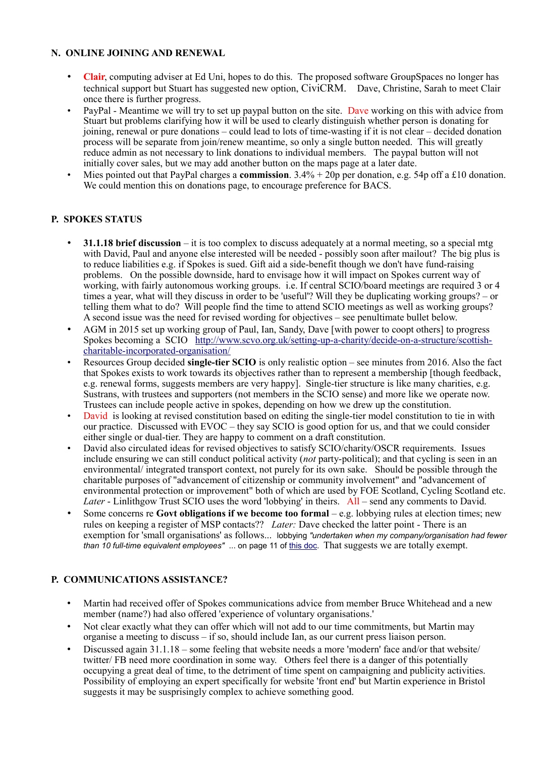## N. ONLINE JOINING AND RENEWAL

- Clair, computing adviser at Ed Uni, hopes to do this. The proposed software GroupSpaces no longer has technical support but Stuart has suggested new option, CiviCRM. Dave, Christine, Sarah to meet Clair once there is further progress.
- PayPal - Meantime we will try to set up paypal button on the site. Dave working on this with advice from Stuart but problems clarifying how it will be used to clearly distinguish whether person is donating for joining, renewal or pure donations – could lead to lots of time-wasting if it is not clear – decided donation process will be separate from join/renew meantime, so only a single button needed. This will greatly reduce admin as not necessary to link donations to individual members. The paypal button will not initially cover sales, but we may add another button on the maps page at a later date.
- Mies pointed out that PayPal charges a **commission**. 3.4% + 20p per donation, e.g. 54p off a £10 donation. We could mention this on donations page, to encourage preference for BACS.

## P. SPOKES STATUS

- **31.1.18 brief discussion** – it is too complex to discuss adequately at a normal meeting, so a special mtg with David, Paul and anyone else interested will be needed - possibly soon after mailout? The big plus is to reduce liabilities e.g. if Spokes is sued. Gift aid a side-benefit though we don't have fund-raising problems. On the possible downside, hard to envisage how it will impact on Spokes current way of working, with fairly autonomous working groups. i.e. If central SCIO/board meetings are required 3 or 4 times a year, what will they discuss in order to be 'useful'? Will they be duplicating working groups? – or telling them what to do? Will people find the time to attend SCIO meetings as well as working groups? A second issue was the need for revised wording for objectives – see penultimate bullet below.
- AGM in 2015 set up working group of Paul, Ian, Sandy, Dave [with power to coopt others] to progress Spokes becoming a SCIO http://www.scvo.org.uk/setting-up-a-charity/decide-on-a-structure/scottish-charitable-incorporated-organisation/
- Resources Group decided **single-tier SCIO** is only realistic option – see minutes from 2016. Also the fact that Spokes exists to work towards its objectives rather than to represent a membership [though feedback, e.g. renewal forms, suggests members are very happy]. Single-tier structure is like many charities, e.g. Sustrans, with trustees and supporters (not members in the SCIO sense) and more like we operate now. Trustees can include people active in spokes, depending on how we drew up the constitution.
- David is looking at revised constitution based on editing the single-tier model constitution to tie in with our practice. Discussed with EVOC – they say SCIO is good option for us, and that we could consider either single or dual-tier. They are happy to comment on a draft constitution.
- David also circulated ideas for revised objectives to satisfy SCIO/charity/OSCR requirements. Issues include ensuring we can still conduct political activity (*not* party-political); and that cycling is seen in an environmental/ integrated transport context, not purely for its own sake. Should be possible through the charitable purposes of "advancement of citizenship or community involvement" and "advancement of environmental protection or improvement" both of which are used by FOE Scotland, Cycling Scotland etc. *Later* - Linlithgow Trust SCIO uses the word 'lobbying' in theirs. All – send any comments to David.
- Some concerns re **Govt obligations if we become too formal** – e.g. lobbying rules at election times; new rules on keeping a register of MSP contacts?? *Later:* Dave checked the latter point - There is an exemption for 'small organisations' as follows... lobbying *"undertaken when my company/organisation had fewer than 10 full-time equivalent employees"* ... on page 11 of this doc. That suggests we are totally exempt.

## P. COMMUNICATIONS ASSISTANCE?

- Martin had received offer of Spokes communications advice from member Bruce Whitehead and a new member (name?) had also offered 'experience of voluntary organisations.'
- Not clear exactly what they can offer which will not add to our time commitments, but Martin may organise a meeting to discuss – if so, should include Ian, as our current press liaison person.
- Discussed again 31.1.18 – some feeling that website needs a more 'modern' face and/or that website/ twitter/ FB need more coordination in some way. Others feel there is a danger of this potentially occupying a great deal of time, to the detriment of time spent on campaigning and publicity activities. Possibility of employing an expert specifically for website 'front end' but Martin experience in Bristol suggests it may be suprisingly complex to achieve something good.